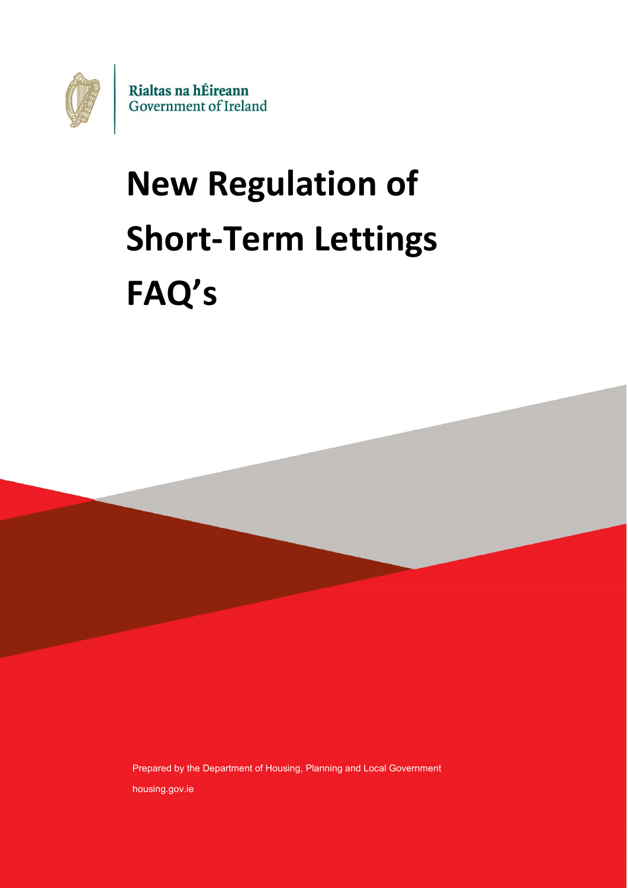Rialtas na hÉireann
Government of Ireland

# New Regulation of Short-Term Lettings FAQ's

Prepared by the Department of Housing, Planning and Local Government

housing.gov.ie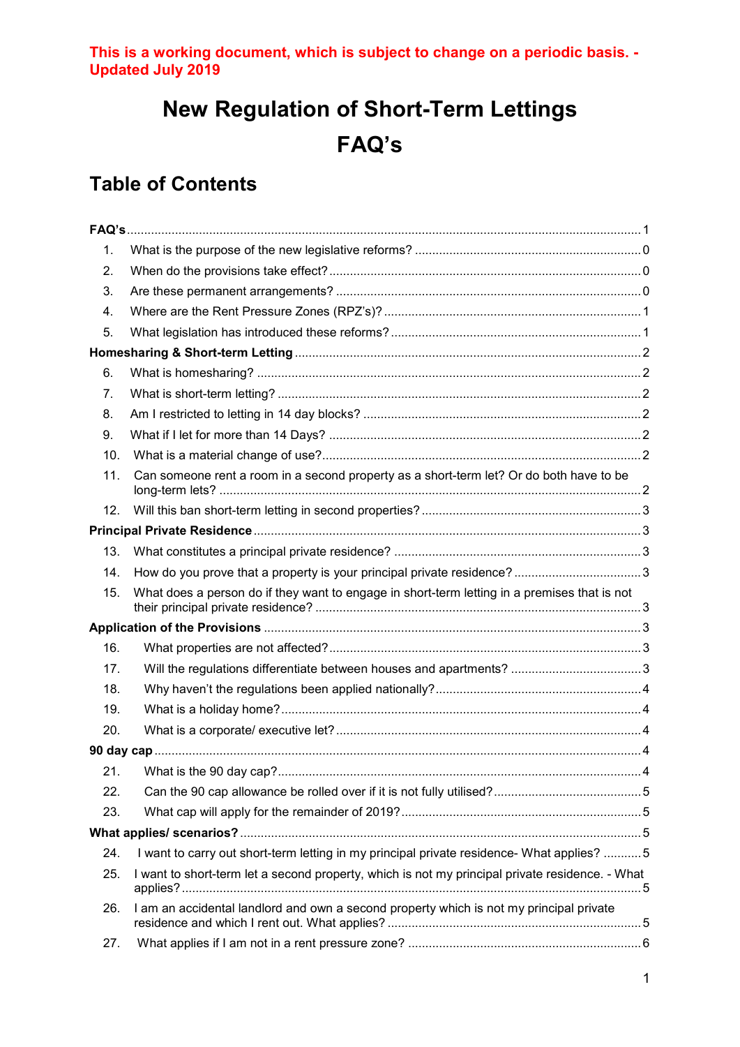**This is a working document, which is subject to change on a periodic basis. - Updated July 2019**

# New Regulation of Short-Term Lettings

# FAQ's

## Table of Contents

**FAQ's** ..... 1

1. What is the purpose of the new legislative reforms? ..... 0
2. When do the provisions take effect? ..... 0
3. Are these permanent arrangements? ..... 0
4. Where are the Rent Pressure Zones (RPZ's)? ..... 1
5. What legislation has introduced these reforms? ..... 1

**Homesharing & Short-term Letting** ..... 2

6. What is homesharing? ..... 2
7. What is short-term letting? ..... 2
8. Am I restricted to letting in 14 day blocks? ..... 2
9. What if I let for more than 14 Days? ..... 2
10. What is a material change of use? ..... 2
11. Can someone rent a room in a second property as a short-term let? Or do both have to be long-term lets? ..... 2
12. Will this ban short-term letting in second properties? ..... 3

**Principal Private Residence** ..... 3

13. What constitutes a principal private residence? ..... 3
14. How do you prove that a property is your principal private residence? ..... 3
15. What does a person do if they want to engage in short-term letting in a premises that is not their principal private residence? ..... 3

**Application of the Provisions** ..... 3

16. What properties are not affected? ..... 3
17. Will the regulations differentiate between houses and apartments? ..... 3
18. Why haven't the regulations been applied nationally? ..... 4
19. What is a holiday home? ..... 4
20. What is a corporate/ executive let? ..... 4

**90 day cap** ..... 4

21. What is the 90 day cap? ..... 4
22. Can the 90 cap allowance be rolled over if it is not fully utilised? ..... 5
23. What cap will apply for the remainder of 2019? ..... 5

**What applies/ scenarios?** ..... 5

24. I want to carry out short-term letting in my principal private residence- What applies? ..... 5
25. I want to short-term let a second property, which is not my principal private residence. - What applies? ..... 5
26. I am an accidental landlord and own a second property which is not my principal private residence and which I rent out. What applies? ..... 5
27. What applies if I am not in a rent pressure zone? ..... 6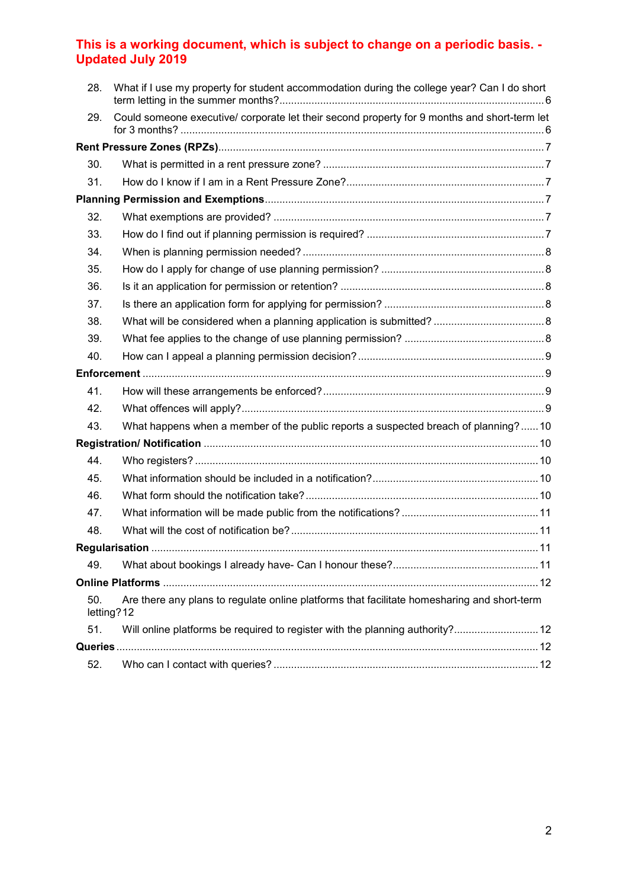**This is a working document, which is subject to change on a periodic basis. - Updated July 2019**

28. What if I use my property for student accommodation during the college year? Can I do short term letting in the summer months? 6
29. Could someone executive/ corporate let their second property for 9 months and short-term let for 3 months? 6

**Rent Pressure Zones (RPZs)** 7

30. What is permitted in a rent pressure zone? 7
31. How do I know if I am in a Rent Pressure Zone? 7

**Planning Permission and Exemptions** 7

32. What exemptions are provided? 7
33. How do I find out if planning permission is required? 7
34. When is planning permission needed? 8
35. How do I apply for change of use planning permission? 8
36. Is it an application for permission or retention? 8
37. Is there an application form for applying for permission? 8
38. What will be considered when a planning application is submitted? 8
39. What fee applies to the change of use planning permission? 8
40. How can I appeal a planning permission decision? 9

**Enforcement** 9

41. How will these arrangements be enforced? 9
42. What offences will apply? 9
43. What happens when a member of the public reports a suspected breach of planning? 10

**Registration/ Notification** 10

44. Who registers? 10
45. What information should be included in a notification? 10
46. What form should the notification take? 10
47. What information will be made public from the notifications? 11
48. What will the cost of notification be? 11

**Regularisation** 11

49. What about bookings I already have- Can I honour these? 11

**Online Platforms** 12

50. Are there any plans to regulate online platforms that facilitate homesharing and short-term letting? 12
51. Will online platforms be required to register with the planning authority? 12

**Queries** 12

52. Who can I contact with queries? 12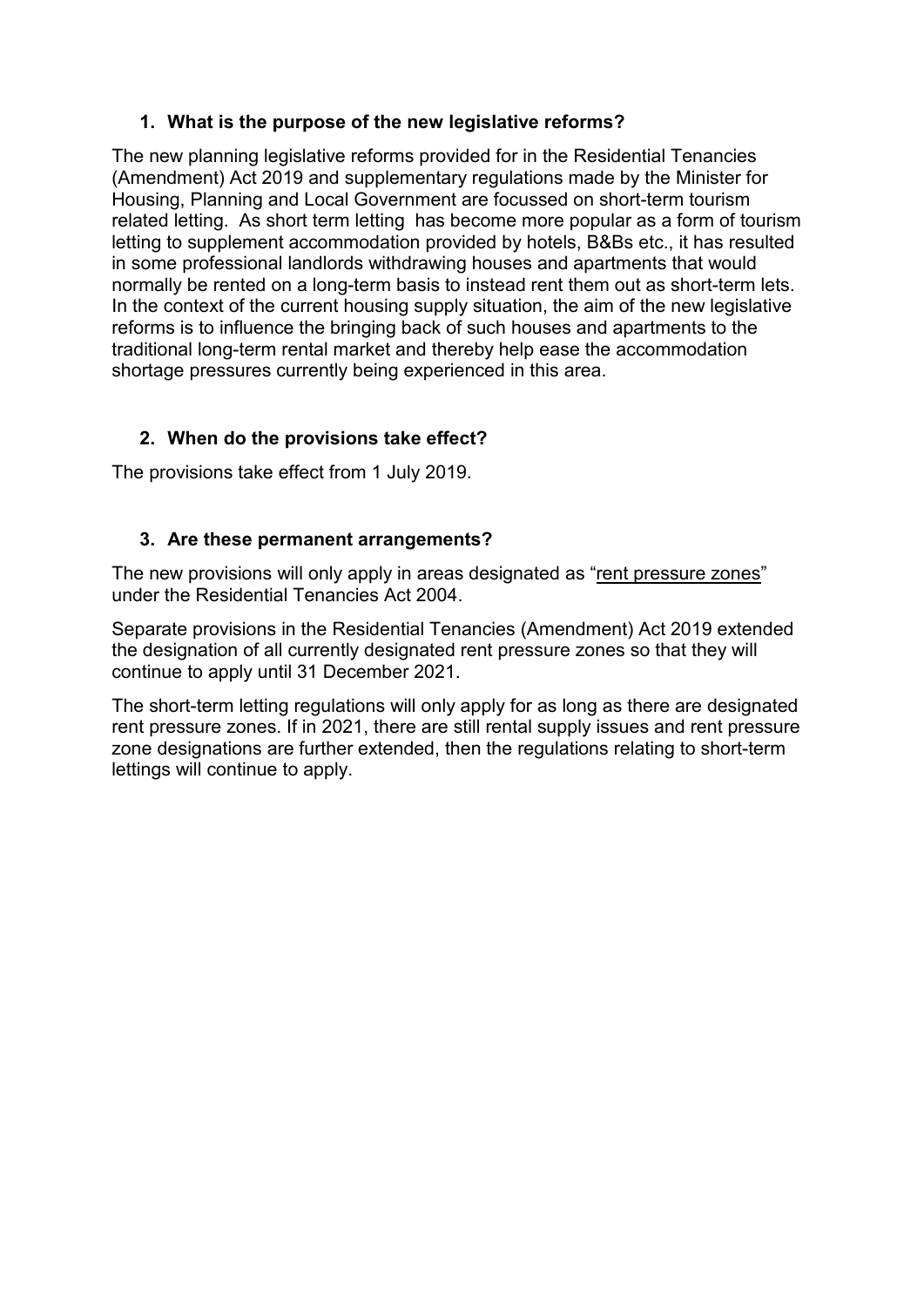### 1. What is the purpose of the new legislative reforms?

The new planning legislative reforms provided for in the Residential Tenancies (Amendment) Act 2019 and supplementary regulations made by the Minister for Housing, Planning and Local Government are focussed on short-term tourism related letting. As short term letting has become more popular as a form of tourism letting to supplement accommodation provided by hotels, B&Bs etc., it has resulted in some professional landlords withdrawing houses and apartments that would normally be rented on a long-term basis to instead rent them out as short-term lets. In the context of the current housing supply situation, the aim of the new legislative reforms is to influence the bringing back of such houses and apartments to the traditional long-term rental market and thereby help ease the accommodation shortage pressures currently being experienced in this area.

### 2. When do the provisions take effect?

The provisions take effect from 1 July 2019.

### 3. Are these permanent arrangements?

The new provisions will only apply in areas designated as "rent pressure zones" under the Residential Tenancies Act 2004.

Separate provisions in the Residential Tenancies (Amendment) Act 2019 extended the designation of all currently designated rent pressure zones so that they will continue to apply until 31 December 2021.

The short-term letting regulations will only apply for as long as there are designated rent pressure zones. If in 2021, there are still rental supply issues and rent pressure zone designations are further extended, then the regulations relating to short-term lettings will continue to apply.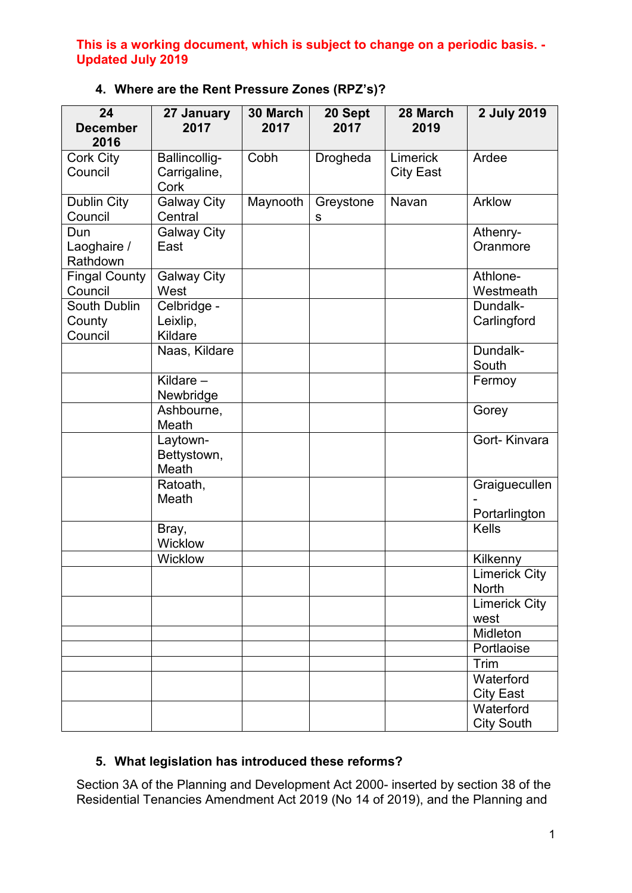**This is a working document, which is subject to change on a periodic basis. - Updated July 2019**

### 4. Where are the Rent Pressure Zones (RPZ's)?

| 24 December 2016 | 27 January 2017 | 30 March 2017 | 20 Sept 2017 | 28 March 2019 | 2 July 2019 |
|---|---|---|---|---|---|
| Cork City Council | Ballincollig-Carrigaline, Cork | Cobh | Drogheda | Limerick City East | Ardee |
| Dublin City Council | Galway City Central | Maynooth | Greystones | Navan | Arklow |
| Dun Laoghaire / Rathdown | Galway City East | | | | Athenry-Oranmore |
| Fingal County Council | Galway City West | | | | Athlone-Westmeath |
| South Dublin County Council | Celbridge - Leixlip, Kildare | | | | Dundalk-Carlingford |
| | Naas, Kildare | | | | Dundalk-South |
| | Kildare – Newbridge | | | | Fermoy |
| | Ashbourne, Meath | | | | Gorey |
| | Laytown-Bettystown, Meath | | | | Gort- Kinvara |
| | Ratoath, Meath | | | | Graiguecullen - Portarlington |
| | Bray, Wicklow | | | | Kells |
| | Wicklow | | | | Kilkenny |
| | | | | | Limerick City North |
| | | | | | Limerick City west |
| | | | | | Midleton |
| | | | | | Portlaoise |
| | | | | | Trim |
| | | | | | Waterford City East |
| | | | | | Waterford City South |

### 5. What legislation has introduced these reforms?

Section 3A of the Planning and Development Act 2000- inserted by section 38 of the Residential Tenancies Amendment Act 2019 (No 14 of 2019), and the Planning and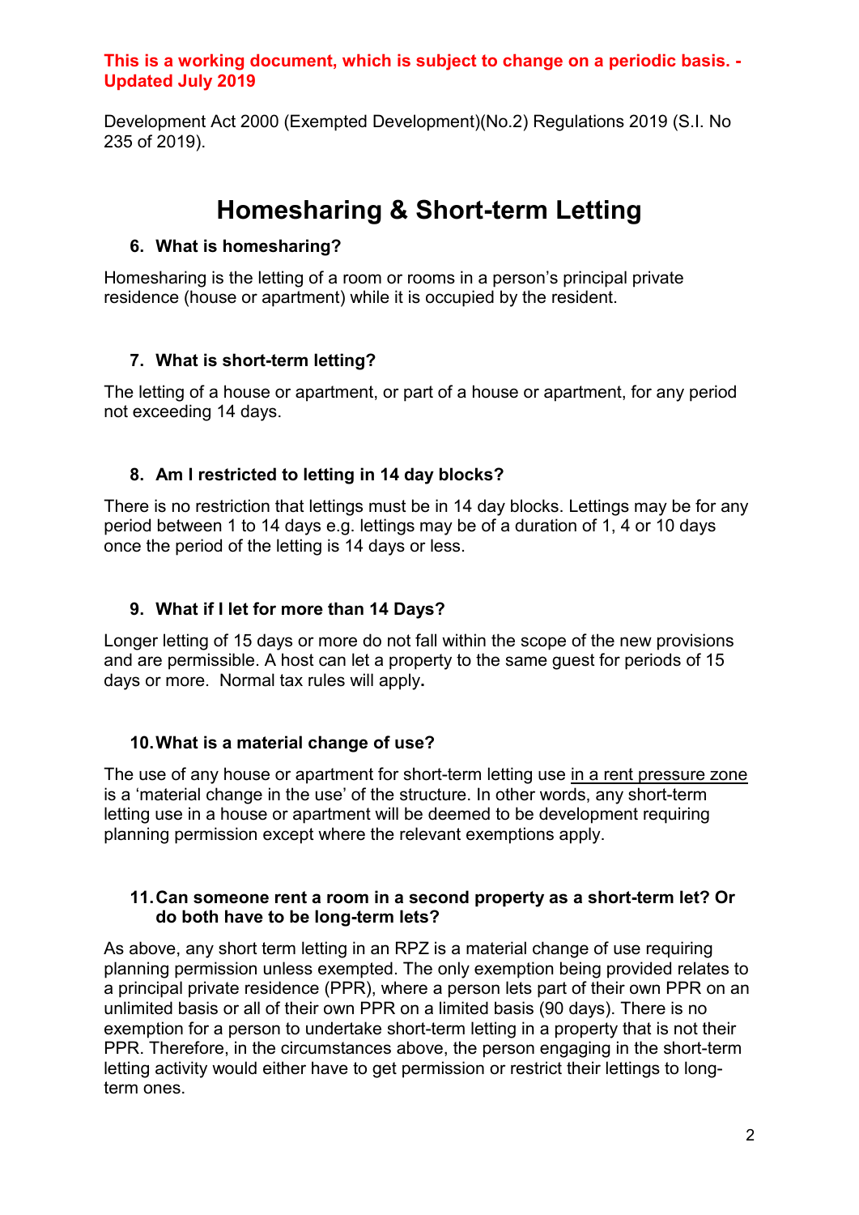**This is a working document, which is subject to change on a periodic basis. - Updated July 2019**

Development Act 2000 (Exempted Development)(No.2) Regulations 2019 (S.I. No 235 of 2019).

# Homesharing & Short-term Letting

### 6. What is homesharing?

Homesharing is the letting of a room or rooms in a person's principal private residence (house or apartment) while it is occupied by the resident.

### 7. What is short-term letting?

The letting of a house or apartment, or part of a house or apartment, for any period not exceeding 14 days.

### 8. Am I restricted to letting in 14 day blocks?

There is no restriction that lettings must be in 14 day blocks. Lettings may be for any period between 1 to 14 days e.g. lettings may be of a duration of 1, 4 or 10 days once the period of the letting is 14 days or less.

### 9. What if I let for more than 14 Days?

Longer letting of 15 days or more do not fall within the scope of the new provisions and are permissible. A host can let a property to the same guest for periods of 15 days or more. Normal tax rules will apply**.**

### 10. What is a material change of use?

The use of any house or apartment for short-term letting use <u>in a rent pressure zone</u> is a 'material change in the use' of the structure. In other words, any short-term letting use in a house or apartment will be deemed to be development requiring planning permission except where the relevant exemptions apply.

### 11. Can someone rent a room in a second property as a short-term let? Or do both have to be long-term lets?

As above, any short term letting in an RPZ is a material change of use requiring planning permission unless exempted. The only exemption being provided relates to a principal private residence (PPR), where a person lets part of their own PPR on an unlimited basis or all of their own PPR on a limited basis (90 days). There is no exemption for a person to undertake short-term letting in a property that is not their PPR. Therefore, in the circumstances above, the person engaging in the short-term letting activity would either have to get permission or restrict their lettings to long-term ones.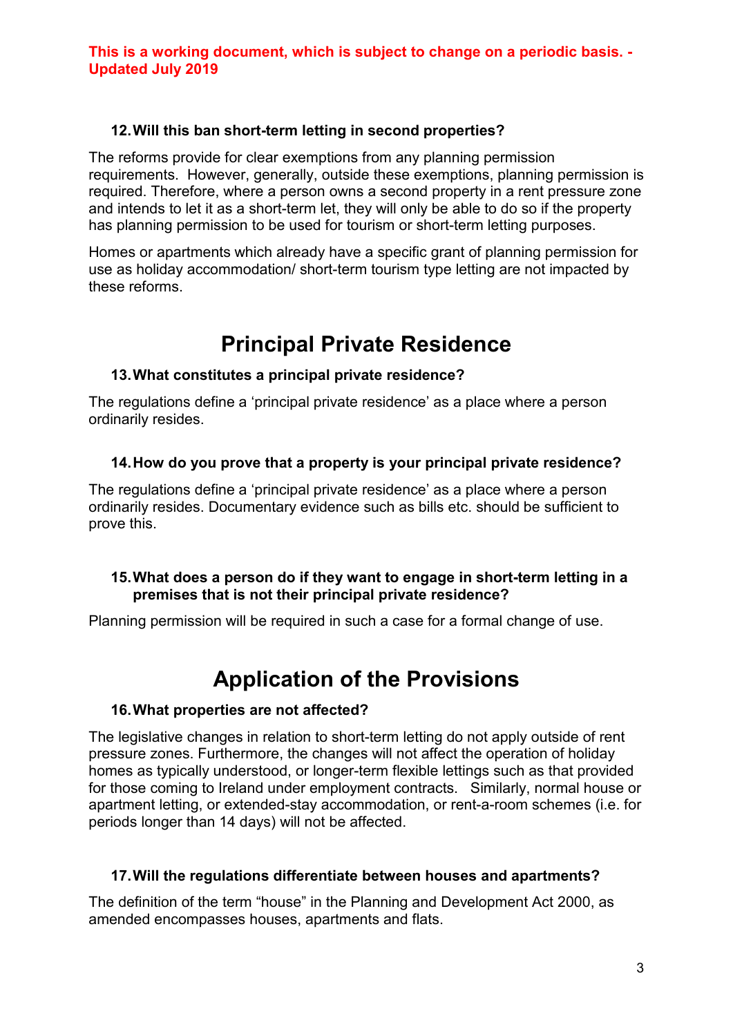**This is a working document, which is subject to change on a periodic basis. - Updated July 2019**

### 12. Will this ban short-term letting in second properties?

The reforms provide for clear exemptions from any planning permission requirements. However, generally, outside these exemptions, planning permission is required. Therefore, where a person owns a second property in a rent pressure zone and intends to let it as a short-term let, they will only be able to do so if the property has planning permission to be used for tourism or short-term letting purposes.

Homes or apartments which already have a specific grant of planning permission for use as holiday accommodation/ short-term tourism type letting are not impacted by these reforms.

## Principal Private Residence

### 13. What constitutes a principal private residence?

The regulations define a 'principal private residence' as a place where a person ordinarily resides.

### 14. How do you prove that a property is your principal private residence?

The regulations define a 'principal private residence' as a place where a person ordinarily resides. Documentary evidence such as bills etc. should be sufficient to prove this.

### 15. What does a person do if they want to engage in short-term letting in a premises that is not their principal private residence?

Planning permission will be required in such a case for a formal change of use.

## Application of the Provisions

### 16. What properties are not affected?

The legislative changes in relation to short-term letting do not apply outside of rent pressure zones. Furthermore, the changes will not affect the operation of holiday homes as typically understood, or longer-term flexible lettings such as that provided for those coming to Ireland under employment contracts. Similarly, normal house or apartment letting, or extended-stay accommodation, or rent-a-room schemes (i.e. for periods longer than 14 days) will not be affected.

### 17. Will the regulations differentiate between houses and apartments?

The definition of the term "house" in the Planning and Development Act 2000, as amended encompasses houses, apartments and flats.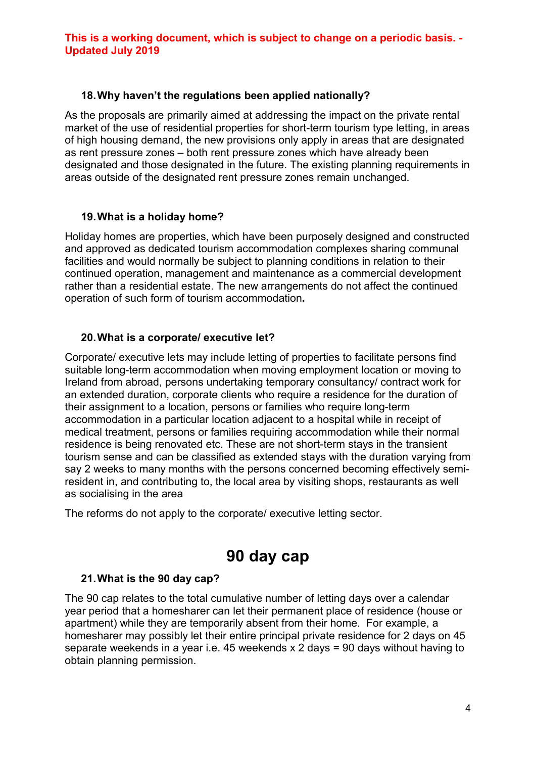**This is a working document, which is subject to change on a periodic basis. - Updated July 2019**

### 18. Why haven't the regulations been applied nationally?

As the proposals are primarily aimed at addressing the impact on the private rental market of the use of residential properties for short-term tourism type letting, in areas of high housing demand, the new provisions only apply in areas that are designated as rent pressure zones – both rent pressure zones which have already been designated and those designated in the future. The existing planning requirements in areas outside of the designated rent pressure zones remain unchanged.

### 19. What is a holiday home?

Holiday homes are properties, which have been purposely designed and constructed and approved as dedicated tourism accommodation complexes sharing communal facilities and would normally be subject to planning conditions in relation to their continued operation, management and maintenance as a commercial development rather than a residential estate. The new arrangements do not affect the continued operation of such form of tourism accommodation**.**

### 20. What is a corporate/ executive let?

Corporate/ executive lets may include letting of properties to facilitate persons find suitable long-term accommodation when moving employment location or moving to Ireland from abroad, persons undertaking temporary consultancy/ contract work for an extended duration, corporate clients who require a residence for the duration of their assignment to a location, persons or families who require long-term accommodation in a particular location adjacent to a hospital while in receipt of medical treatment, persons or families requiring accommodation while their normal residence is being renovated etc. These are not short-term stays in the transient tourism sense and can be classified as extended stays with the duration varying from say 2 weeks to many months with the persons concerned becoming effectively semi-resident in, and contributing to, the local area by visiting shops, restaurants as well as socialising in the area

The reforms do not apply to the corporate/ executive letting sector.

## 90 day cap

### 21. What is the 90 day cap?

The 90 cap relates to the total cumulative number of letting days over a calendar year period that a homesharer can let their permanent place of residence (house or apartment) while they are temporarily absent from their home. For example, a homesharer may possibly let their entire principal private residence for 2 days on 45 separate weekends in a year i.e. 45 weekends x 2 days = 90 days without having to obtain planning permission.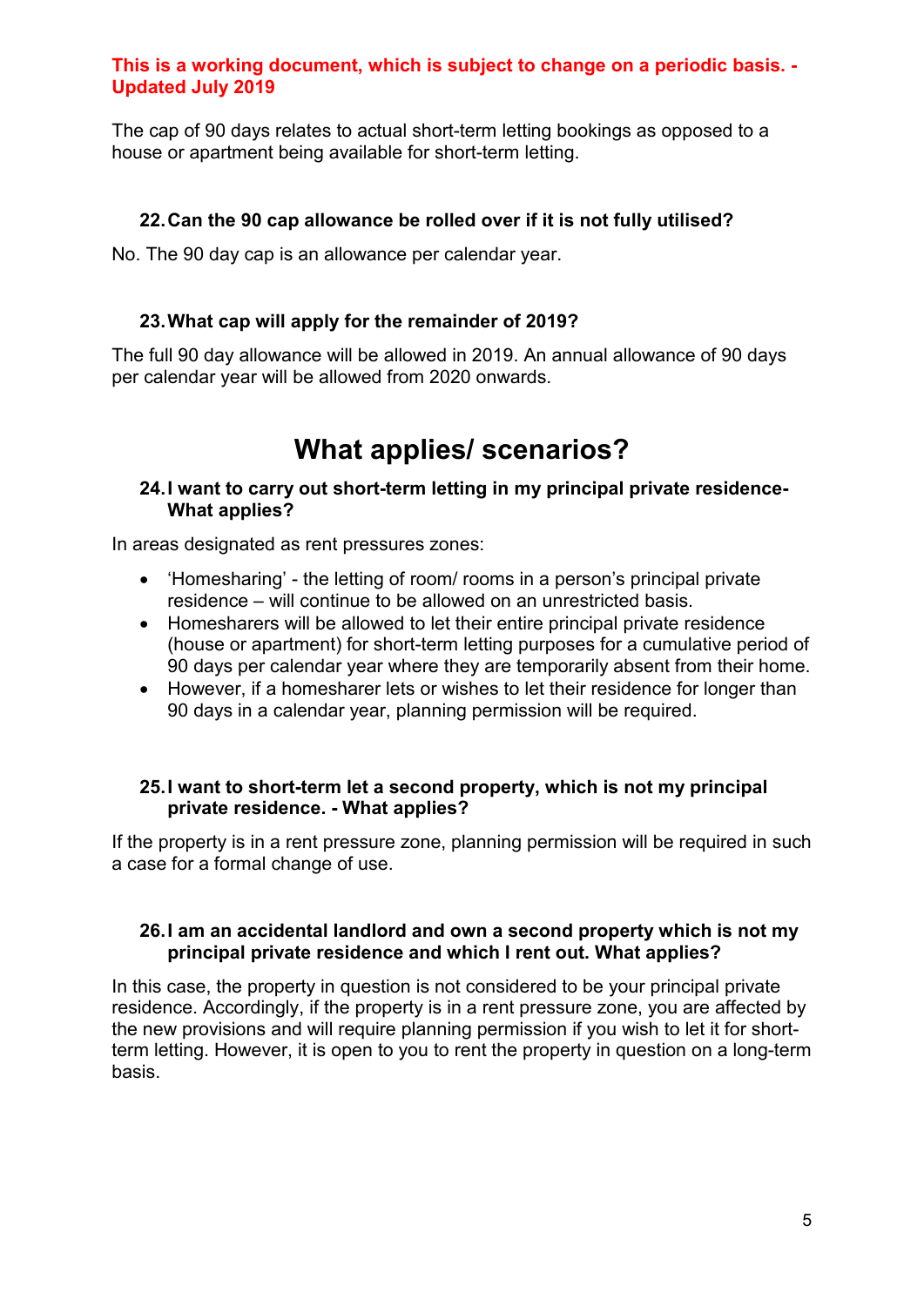**This is a working document, which is subject to change on a periodic basis. - Updated July 2019**

The cap of 90 days relates to actual short-term letting bookings as opposed to a house or apartment being available for short-term letting.

### 22. Can the 90 cap allowance be rolled over if it is not fully utilised?

No. The 90 day cap is an allowance per calendar year.

### 23. What cap will apply for the remainder of 2019?

The full 90 day allowance will be allowed in 2019. An annual allowance of 90 days per calendar year will be allowed from 2020 onwards.

# What applies/ scenarios?

### 24. I want to carry out short-term letting in my principal private residence- What applies?

In areas designated as rent pressures zones:

- 'Homesharing' - the letting of room/ rooms in a person's principal private residence – will continue to be allowed on an unrestricted basis.
- Homesharers will be allowed to let their entire principal private residence (house or apartment) for short-term letting purposes for a cumulative period of 90 days per calendar year where they are temporarily absent from their home.
- However, if a homesharer lets or wishes to let their residence for longer than 90 days in a calendar year, planning permission will be required.

### 25. I want to short-term let a second property, which is not my principal private residence. - What applies?

If the property is in a rent pressure zone, planning permission will be required in such a case for a formal change of use.

### 26. I am an accidental landlord and own a second property which is not my principal private residence and which I rent out. What applies?

In this case, the property in question is not considered to be your principal private residence. Accordingly, if the property is in a rent pressure zone, you are affected by the new provisions and will require planning permission if you wish to let it for short-term letting. However, it is open to you to rent the property in question on a long-term basis.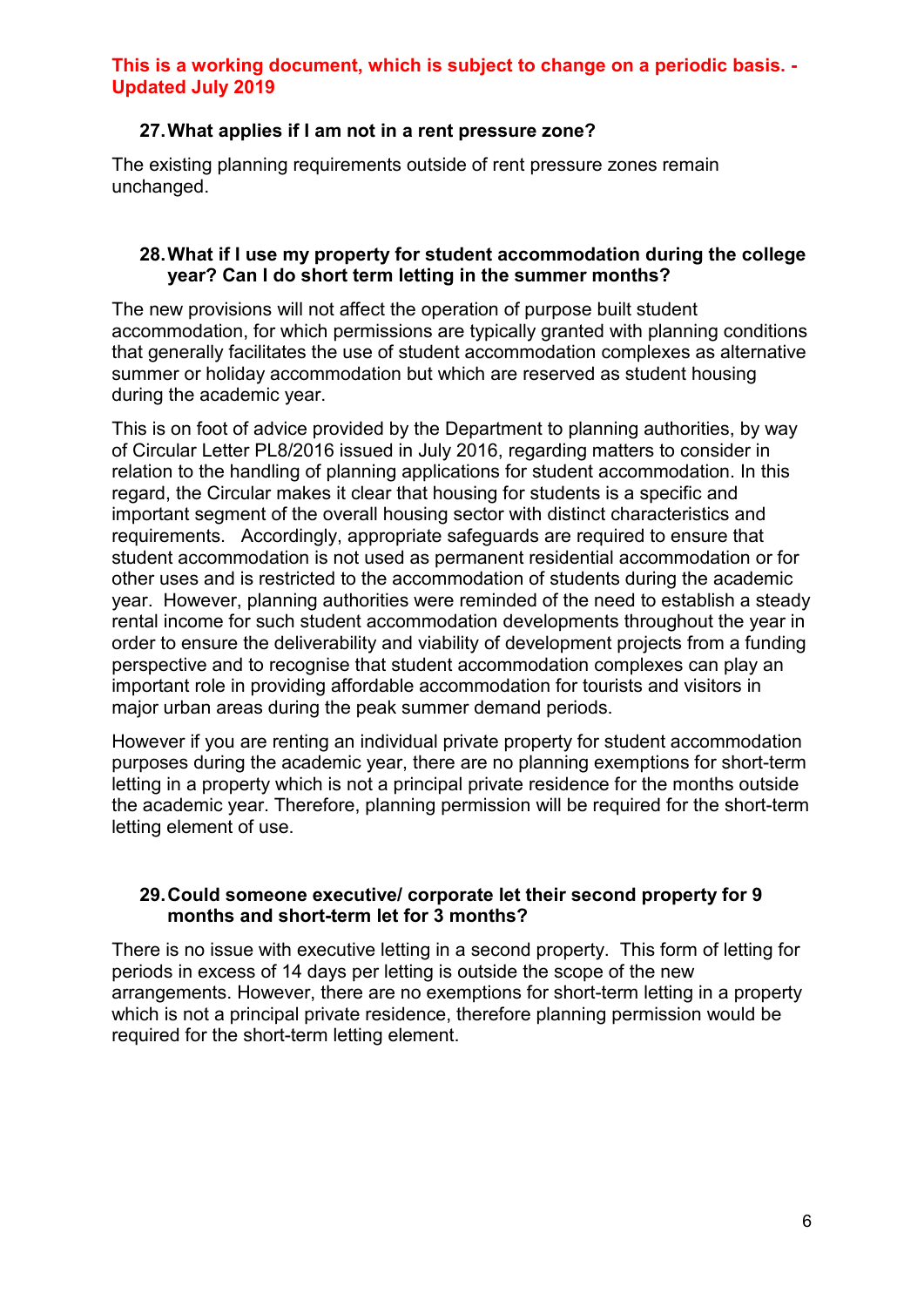**This is a working document, which is subject to change on a periodic basis. - Updated July 2019**

### 27. What applies if I am not in a rent pressure zone?

The existing planning requirements outside of rent pressure zones remain unchanged.

### 28. What if I use my property for student accommodation during the college year? Can I do short term letting in the summer months?

The new provisions will not affect the operation of purpose built student accommodation, for which permissions are typically granted with planning conditions that generally facilitates the use of student accommodation complexes as alternative summer or holiday accommodation but which are reserved as student housing during the academic year.

This is on foot of advice provided by the Department to planning authorities, by way of Circular Letter PL8/2016 issued in July 2016, regarding matters to consider in relation to the handling of planning applications for student accommodation. In this regard, the Circular makes it clear that housing for students is a specific and important segment of the overall housing sector with distinct characteristics and requirements. Accordingly, appropriate safeguards are required to ensure that student accommodation is not used as permanent residential accommodation or for other uses and is restricted to the accommodation of students during the academic year. However, planning authorities were reminded of the need to establish a steady rental income for such student accommodation developments throughout the year in order to ensure the deliverability and viability of development projects from a funding perspective and to recognise that student accommodation complexes can play an important role in providing affordable accommodation for tourists and visitors in major urban areas during the peak summer demand periods.

However if you are renting an individual private property for student accommodation purposes during the academic year, there are no planning exemptions for short-term letting in a property which is not a principal private residence for the months outside the academic year. Therefore, planning permission will be required for the short-term letting element of use.

### 29. Could someone executive/ corporate let their second property for 9 months and short-term let for 3 months?

There is no issue with executive letting in a second property. This form of letting for periods in excess of 14 days per letting is outside the scope of the new arrangements. However, there are no exemptions for short-term letting in a property which is not a principal private residence, therefore planning permission would be required for the short-term letting element.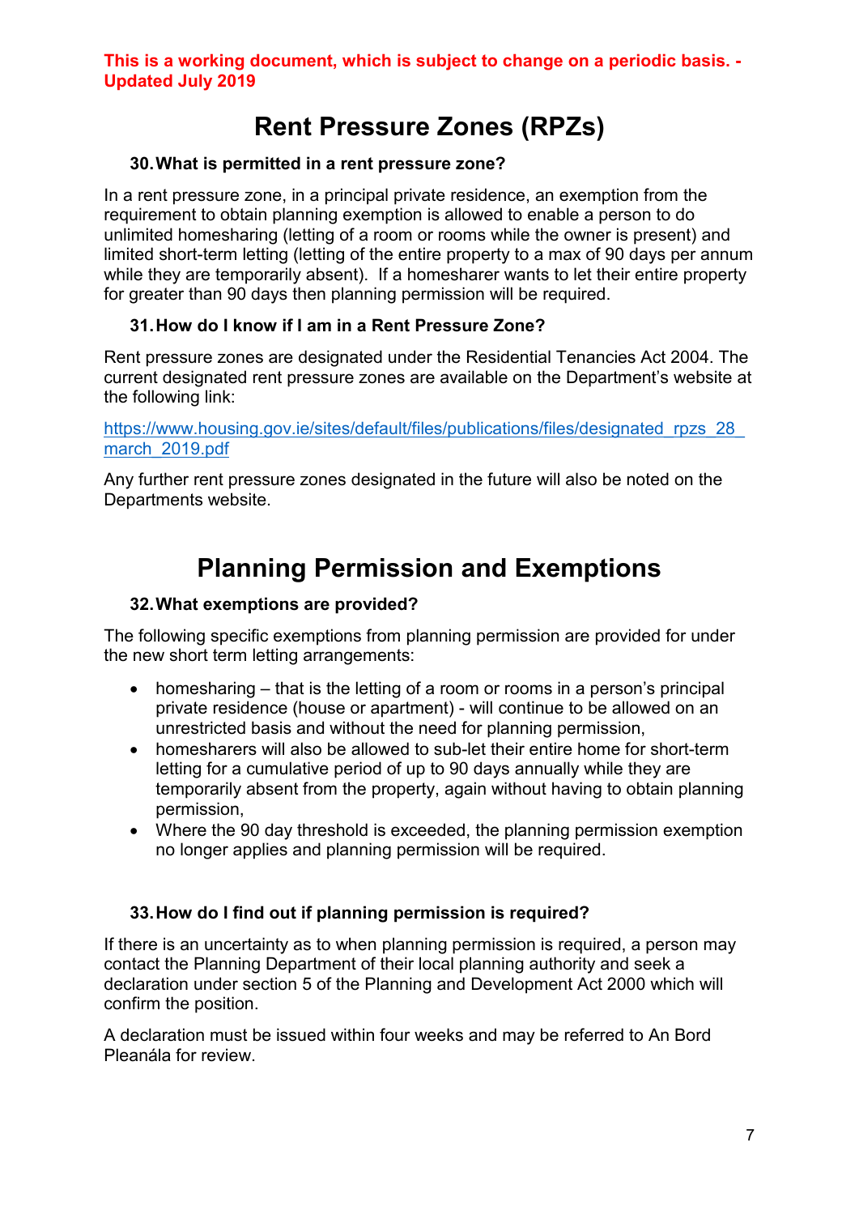**This is a working document, which is subject to change on a periodic basis. - Updated July 2019**

# Rent Pressure Zones (RPZs)

### 30. What is permitted in a rent pressure zone?

In a rent pressure zone, in a principal private residence, an exemption from the requirement to obtain planning exemption is allowed to enable a person to do unlimited homesharing (letting of a room or rooms while the owner is present) and limited short-term letting (letting of the entire property to a max of 90 days per annum while they are temporarily absent). If a homesharer wants to let their entire property for greater than 90 days then planning permission will be required.

### 31. How do I know if I am in a Rent Pressure Zone?

Rent pressure zones are designated under the Residential Tenancies Act 2004. The current designated rent pressure zones are available on the Department's website at the following link:

https://www.housing.gov.ie/sites/default/files/publications/files/designated_rpzs_28_march_2019.pdf

Any further rent pressure zones designated in the future will also be noted on the Departments website.

# Planning Permission and Exemptions

### 32. What exemptions are provided?

The following specific exemptions from planning permission are provided for under the new short term letting arrangements:

- homesharing – that is the letting of a room or rooms in a person's principal private residence (house or apartment) - will continue to be allowed on an unrestricted basis and without the need for planning permission,
- homesharers will also be allowed to sub-let their entire home for short-term letting for a cumulative period of up to 90 days annually while they are temporarily absent from the property, again without having to obtain planning permission,
- Where the 90 day threshold is exceeded, the planning permission exemption no longer applies and planning permission will be required.

### 33. How do I find out if planning permission is required?

If there is an uncertainty as to when planning permission is required, a person may contact the Planning Department of their local planning authority and seek a declaration under section 5 of the Planning and Development Act 2000 which will confirm the position.

A declaration must be issued within four weeks and may be referred to An Bord Pleanála for review.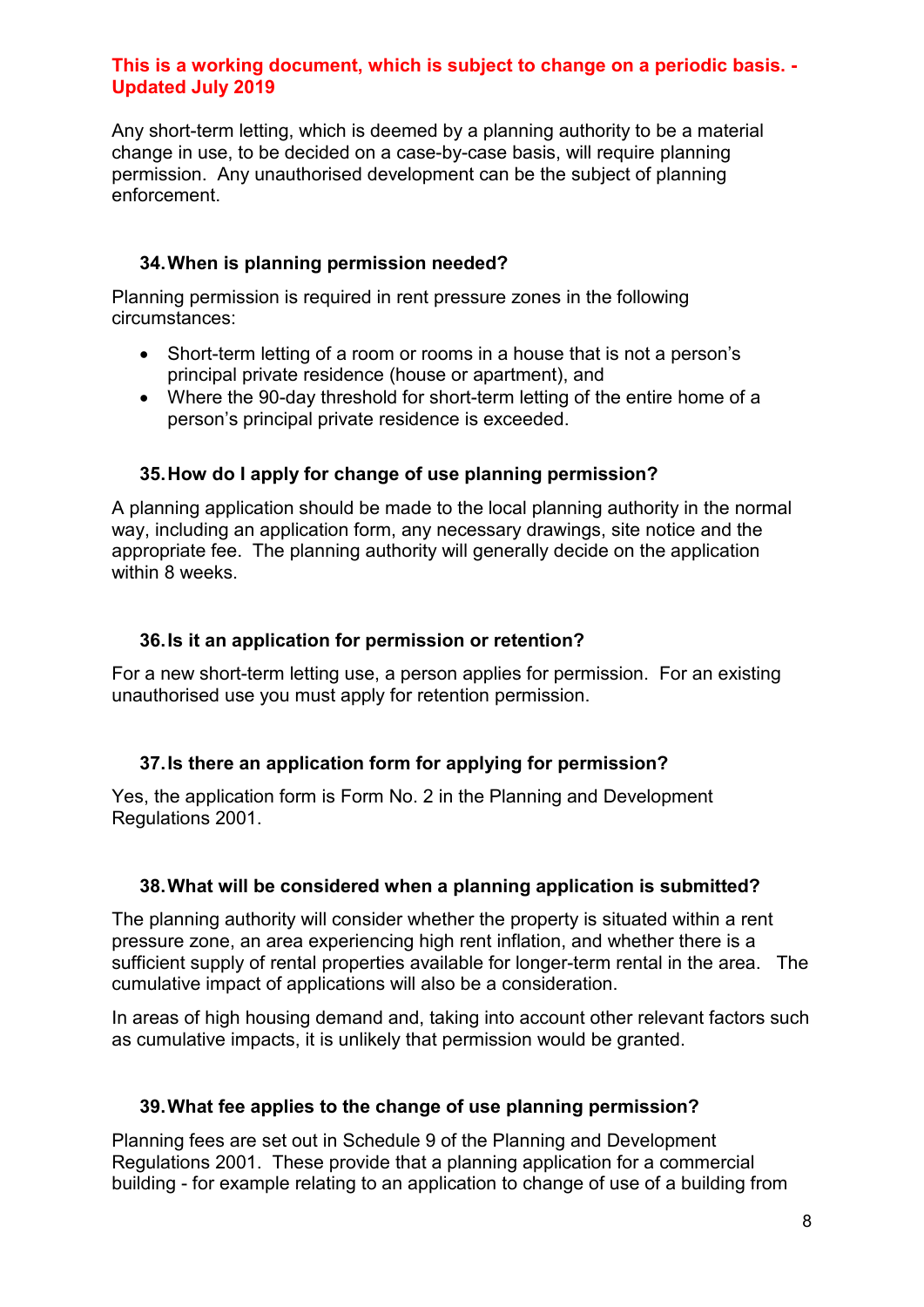**This is a working document, which is subject to change on a periodic basis. - Updated July 2019**

Any short-term letting, which is deemed by a planning authority to be a material change in use, to be decided on a case-by-case basis, will require planning permission. Any unauthorised development can be the subject of planning enforcement.

### 34. When is planning permission needed?

Planning permission is required in rent pressure zones in the following circumstances:

- Short-term letting of a room or rooms in a house that is not a person's principal private residence (house or apartment), and
- Where the 90-day threshold for short-term letting of the entire home of a person's principal private residence is exceeded.

### 35. How do I apply for change of use planning permission?

A planning application should be made to the local planning authority in the normal way, including an application form, any necessary drawings, site notice and the appropriate fee. The planning authority will generally decide on the application within 8 weeks.

### 36. Is it an application for permission or retention?

For a new short-term letting use, a person applies for permission. For an existing unauthorised use you must apply for retention permission.

### 37. Is there an application form for applying for permission?

Yes, the application form is Form No. 2 in the Planning and Development Regulations 2001.

### 38. What will be considered when a planning application is submitted?

The planning authority will consider whether the property is situated within a rent pressure zone, an area experiencing high rent inflation, and whether there is a sufficient supply of rental properties available for longer-term rental in the area. The cumulative impact of applications will also be a consideration.

In areas of high housing demand and, taking into account other relevant factors such as cumulative impacts, it is unlikely that permission would be granted.

### 39. What fee applies to the change of use planning permission?

Planning fees are set out in Schedule 9 of the Planning and Development Regulations 2001. These provide that a planning application for a commercial building - for example relating to an application to change of use of a building from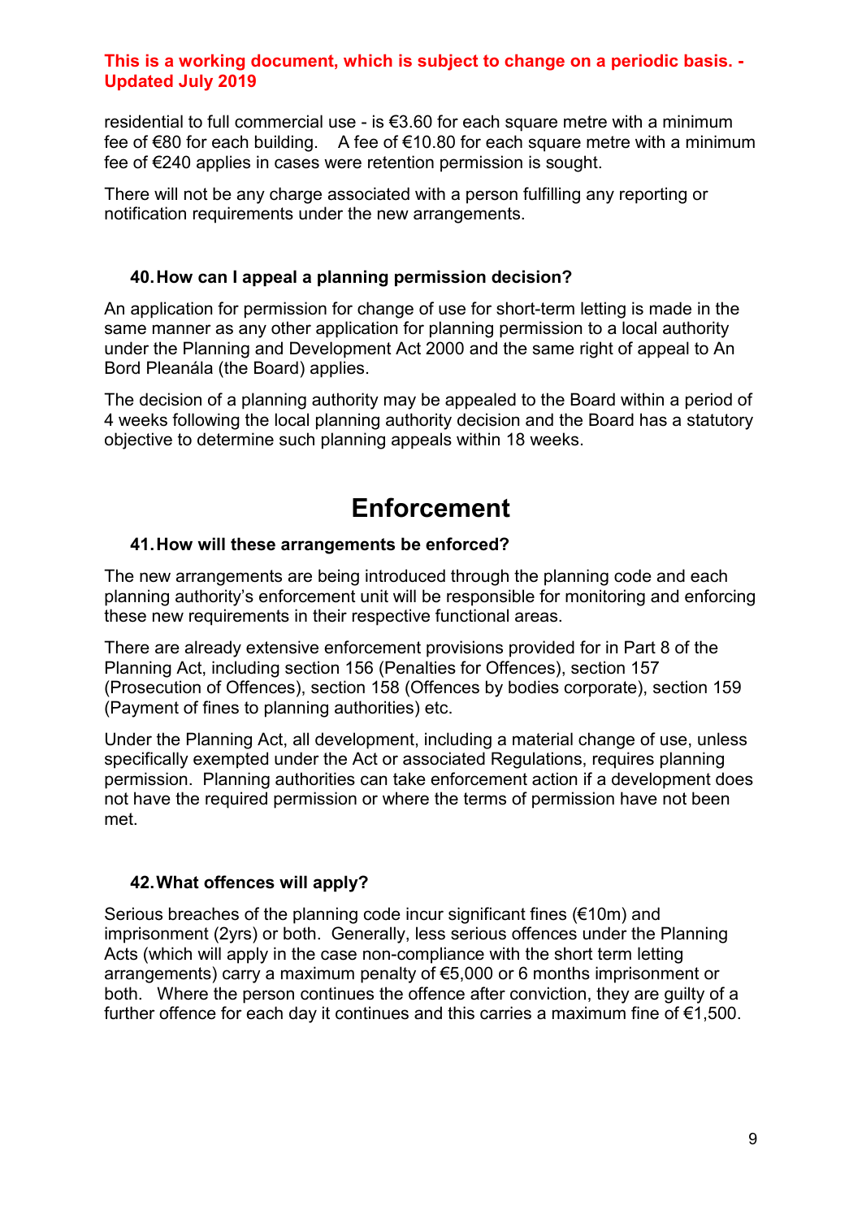**This is a working document, which is subject to change on a periodic basis. - Updated July 2019**

residential to full commercial use - is €3.60 for each square metre with a minimum fee of €80 for each building. A fee of €10.80 for each square metre with a minimum fee of €240 applies in cases were retention permission is sought.

There will not be any charge associated with a person fulfilling any reporting or notification requirements under the new arrangements.

### 40. How can I appeal a planning permission decision?

An application for permission for change of use for short-term letting is made in the same manner as any other application for planning permission to a local authority under the Planning and Development Act 2000 and the same right of appeal to An Bord Pleanála (the Board) applies.

The decision of a planning authority may be appealed to the Board within a period of 4 weeks following the local planning authority decision and the Board has a statutory objective to determine such planning appeals within 18 weeks.

## Enforcement

### 41. How will these arrangements be enforced?

The new arrangements are being introduced through the planning code and each planning authority's enforcement unit will be responsible for monitoring and enforcing these new requirements in their respective functional areas.

There are already extensive enforcement provisions provided for in Part 8 of the Planning Act, including section 156 (Penalties for Offences), section 157 (Prosecution of Offences), section 158 (Offences by bodies corporate), section 159 (Payment of fines to planning authorities) etc.

Under the Planning Act, all development, including a material change of use, unless specifically exempted under the Act or associated Regulations, requires planning permission. Planning authorities can take enforcement action if a development does not have the required permission or where the terms of permission have not been met.

### 42. What offences will apply?

Serious breaches of the planning code incur significant fines (€10m) and imprisonment (2yrs) or both. Generally, less serious offences under the Planning Acts (which will apply in the case non-compliance with the short term letting arrangements) carry a maximum penalty of €5,000 or 6 months imprisonment or both. Where the person continues the offence after conviction, they are guilty of a further offence for each day it continues and this carries a maximum fine of €1,500.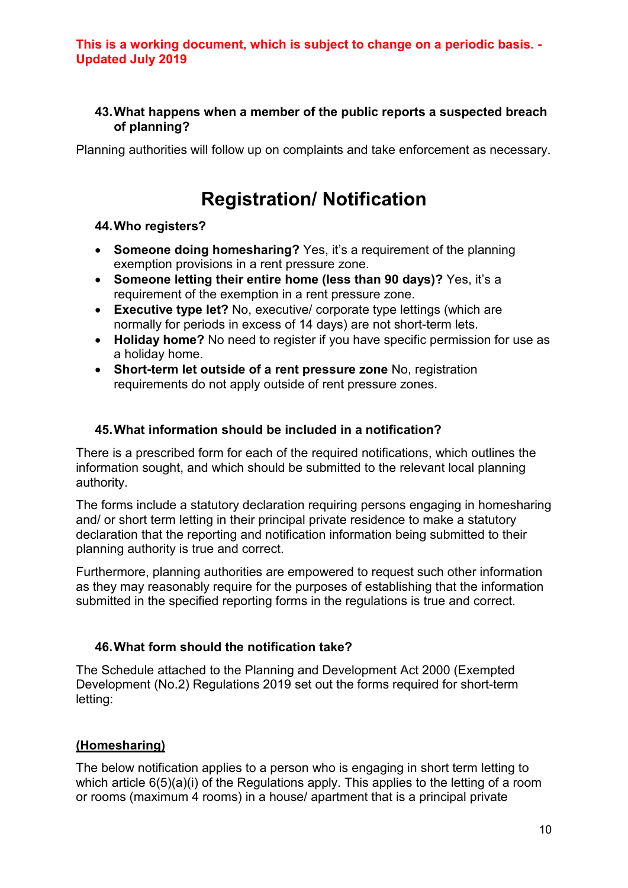**This is a working document, which is subject to change on a periodic basis. - Updated July 2019**

### 43. What happens when a member of the public reports a suspected breach of planning?

Planning authorities will follow up on complaints and take enforcement as necessary.

## Registration/ Notification

### 44. Who registers?

- **Someone doing homesharing?** Yes, it's a requirement of the planning exemption provisions in a rent pressure zone.
- **Someone letting their entire home (less than 90 days)?** Yes, it's a requirement of the exemption in a rent pressure zone.
- **Executive type let?** No, executive/ corporate type lettings (which are normally for periods in excess of 14 days) are not short-term lets.
- **Holiday home?** No need to register if you have specific permission for use as a holiday home.
- **Short-term let outside of a rent pressure zone** No, registration requirements do not apply outside of rent pressure zones.

### 45. What information should be included in a notification?

There is a prescribed form for each of the required notifications, which outlines the information sought, and which should be submitted to the relevant local planning authority.

The forms include a statutory declaration requiring persons engaging in homesharing and/ or short term letting in their principal private residence to make a statutory declaration that the reporting and notification information being submitted to their planning authority is true and correct.

Furthermore, planning authorities are empowered to request such other information as they may reasonably require for the purposes of establishing that the information submitted in the specified reporting forms in the regulations is true and correct.

### 46. What form should the notification take?

The Schedule attached to the Planning and Development Act 2000 (Exempted Development (No.2) Regulations 2019 set out the forms required for short-term letting:

**(Homesharing)**

The below notification applies to a person who is engaging in short term letting to which article 6(5)(a)(i) of the Regulations apply. This applies to the letting of a room or rooms (maximum 4 rooms) in a house/ apartment that is a principal private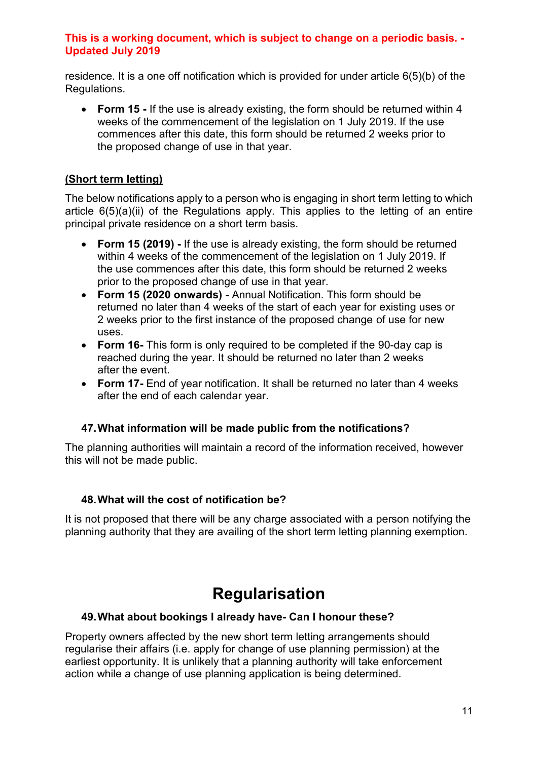residence. It is a one off notification which is provided for under article 6(5)(b) of the Regulations.

- **Form 15 -** If the use is already existing, the form should be returned within 4 weeks of the commencement of the legislation on 1 July 2019. If the use commences after this date, this form should be returned 2 weeks prior to the proposed change of use in that year.

**(Short term letting)**

The below notifications apply to a person who is engaging in short term letting to which article 6(5)(a)(ii) of the Regulations apply. This applies to the letting of an entire principal private residence on a short term basis.

- **Form 15 (2019) -** If the use is already existing, the form should be returned within 4 weeks of the commencement of the legislation on 1 July 2019. If the use commences after this date, this form should be returned 2 weeks prior to the proposed change of use in that year.
- **Form 15 (2020 onwards) -** Annual Notification. This form should be returned no later than 4 weeks of the start of each year for existing uses or 2 weeks prior to the first instance of the proposed change of use for new uses.
- **Form 16-** This form is only required to be completed if the 90-day cap is reached during the year. It should be returned no later than 2 weeks after the event.
- **Form 17-** End of year notification. It shall be returned no later than 4 weeks after the end of each calendar year.

### 47. What information will be made public from the notifications?

The planning authorities will maintain a record of the information received, however this will not be made public.

### 48. What will the cost of notification be?

It is not proposed that there will be any charge associated with a person notifying the planning authority that they are availing of the short term letting planning exemption.

## Regularisation

### 49. What about bookings I already have- Can I honour these?

Property owners affected by the new short term letting arrangements should regularise their affairs (i.e. apply for change of use planning permission) at the earliest opportunity. It is unlikely that a planning authority will take enforcement action while a change of use planning application is being determined.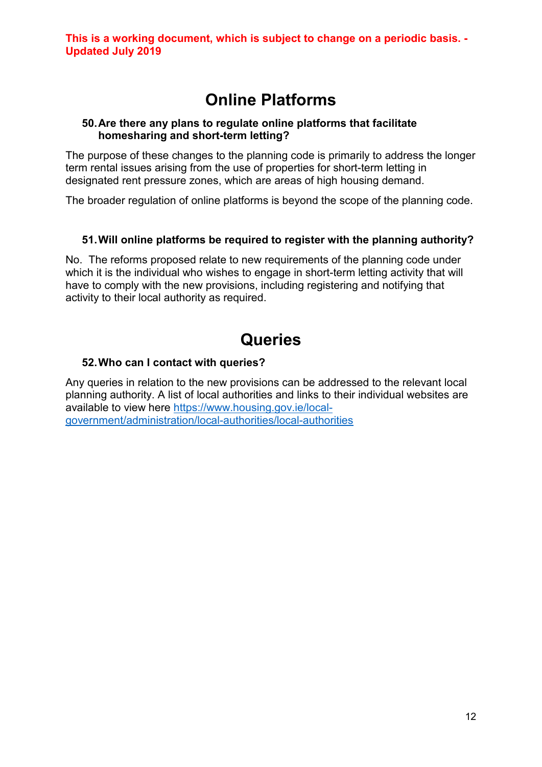**This is a working document, which is subject to change on a periodic basis. - Updated July 2019**

# Online Platforms

### 50. Are there any plans to regulate online platforms that facilitate homesharing and short-term letting?

The purpose of these changes to the planning code is primarily to address the longer term rental issues arising from the use of properties for short-term letting in designated rent pressure zones, which are areas of high housing demand.

The broader regulation of online platforms is beyond the scope of the planning code.

### 51. Will online platforms be required to register with the planning authority?

No. The reforms proposed relate to new requirements of the planning code under which it is the individual who wishes to engage in short-term letting activity that will have to comply with the new provisions, including registering and notifying that activity to their local authority as required.

# Queries

### 52. Who can I contact with queries?

Any queries in relation to the new provisions can be addressed to the relevant local planning authority. A list of local authorities and links to their individual websites are available to view here https://www.housing.gov.ie/local-government/administration/local-authorities/local-authorities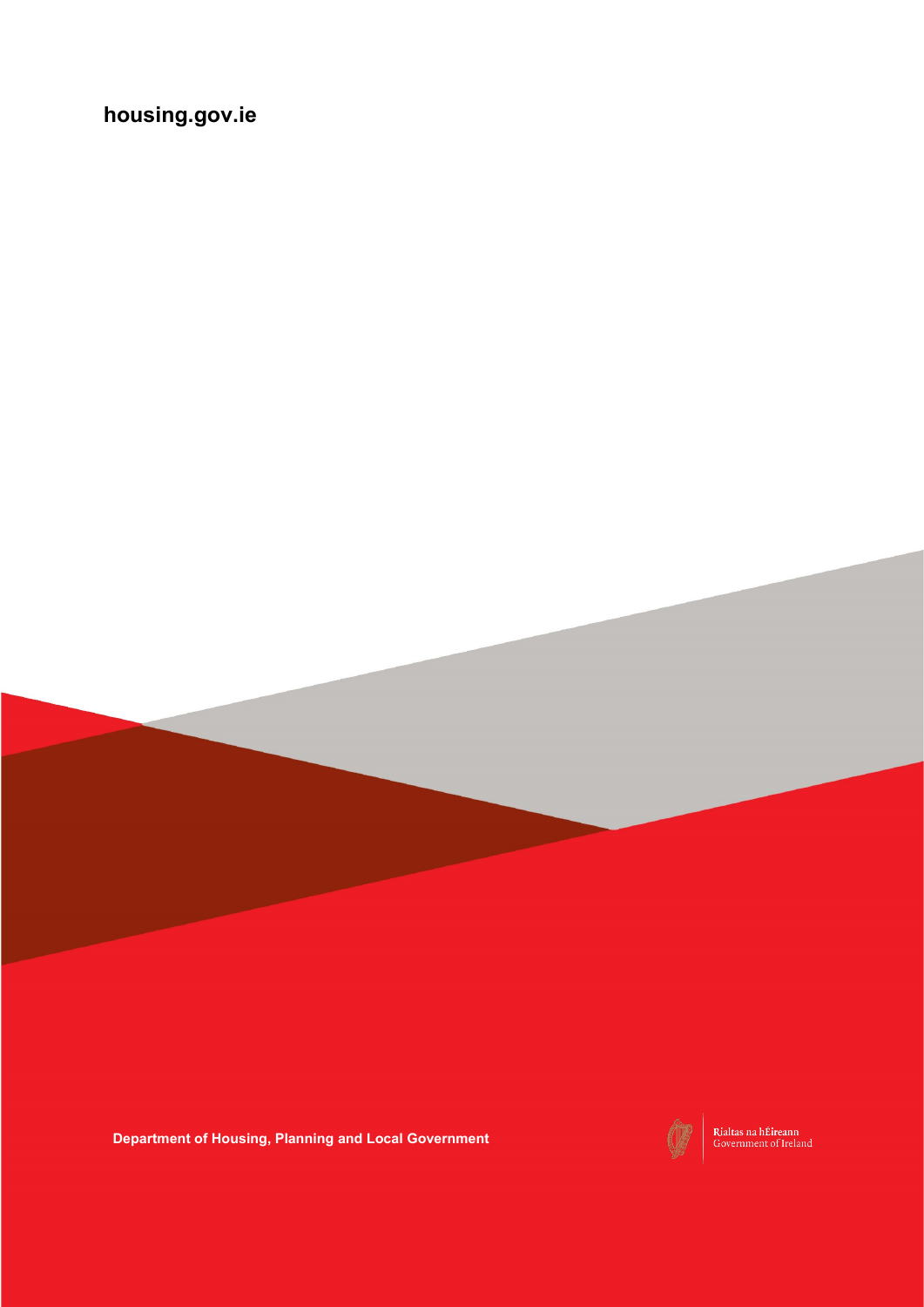housing.gov.ie

Department of Housing, Planning and Local Government

Rialtas na hÉireann
Government of Ireland